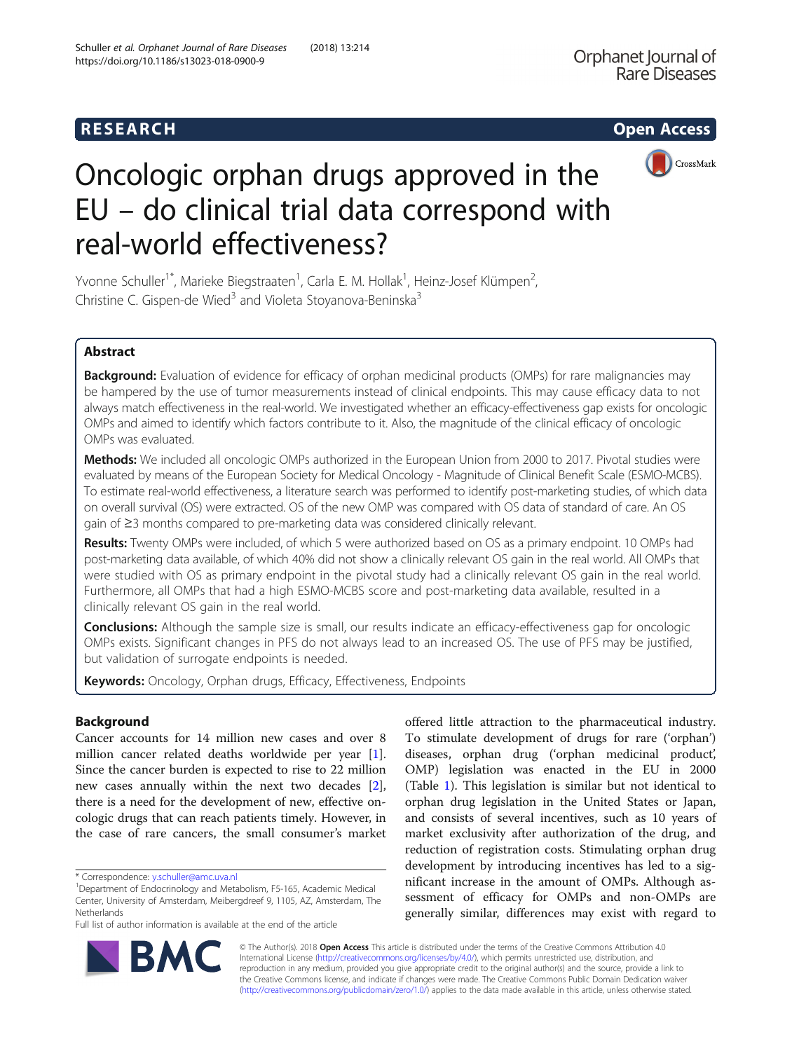RESEARCH

Open Access

# Oncologic orphan drugs approved in the EU – do clinical trial data correspond with real-world effectiveness?

Yvonne Schuller[1*], Marieke Biegstraaten[1], Carla E. M. Hollak[1], Heinz-Josef Klümpen[2], Christine C. Gispen-de Wied[3] and Violeta Stoyanova-Beninska[3]

## Abstract

**Background:** Evaluation of evidence for efficacy of orphan medicinal products (OMPs) for rare malignancies may be hampered by the use of tumor measurements instead of clinical endpoints. This may cause efficacy data to not always match effectiveness in the real-world. We investigated whether an efficacy-effectiveness gap exists for oncologic OMPs and aimed to identify which factors contribute to it. Also, the magnitude of the clinical efficacy of oncologic OMPs was evaluated.

**Methods:** We included all oncologic OMPs authorized in the European Union from 2000 to 2017. Pivotal studies were evaluated by means of the European Society for Medical Oncology - Magnitude of Clinical Benefit Scale (ESMO-MCBS). To estimate real-world effectiveness, a literature search was performed to identify post-marketing studies, of which data on overall survival (OS) were extracted. OS of the new OMP was compared with OS data of standard of care. An OS gain of ≥3 months compared to pre-marketing data was considered clinically relevant.

**Results:** Twenty OMPs were included, of which 5 were authorized based on OS as a primary endpoint. 10 OMPs had post-marketing data available, of which 40% did not show a clinically relevant OS gain in the real world. All OMPs that were studied with OS as primary endpoint in the pivotal study had a clinically relevant OS gain in the real world. Furthermore, all OMPs that had a high ESMO-MCBS score and post-marketing data available, resulted in a clinically relevant OS gain in the real world.

**Conclusions:** Although the sample size is small, our results indicate an efficacy-effectiveness gap for oncologic OMPs exists. Significant changes in PFS do not always lead to an increased OS. The use of PFS may be justified, but validation of surrogate endpoints is needed.

**Keywords:** Oncology, Orphan drugs, Efficacy, Effectiveness, Endpoints

## Background

Cancer accounts for 14 million new cases and over 8 million cancer related deaths worldwide per year [1]. Since the cancer burden is expected to rise to 22 million new cases annually within the next two decades [2], there is a need for the development of new, effective oncologic drugs that can reach patients timely. However, in the case of rare cancers, the small consumer's market offered little attraction to the pharmaceutical industry. To stimulate development of drugs for rare ('orphan') diseases, orphan drug ('orphan medicinal product', OMP) legislation was enacted in the EU in 2000 (Table 1). This legislation is similar but not identical to orphan drug legislation in the United States or Japan, and consists of several incentives, such as 10 years of market exclusivity after authorization of the drug, and reduction of registration costs. Stimulating orphan drug development by introducing incentives has led to a significant increase in the amount of OMPs. Although assessment of efficacy for OMPs and non-OMPs are generally similar, differences may exist with regard to

\* Correspondence: y.schuller@amc.uva.nl
[1]Department of Endocrinology and Metabolism, F5-165, Academic Medical Center, University of Amsterdam, Meibergdreef 9, 1105, AZ, Amsterdam, The Netherlands
Full list of author information is available at the end of the article

© The Author(s). 2018 **Open Access** This article is distributed under the terms of the Creative Commons Attribution 4.0 International License (http://creativecommons.org/licenses/by/4.0/), which permits unrestricted use, distribution, and reproduction in any medium, provided you give appropriate credit to the original author(s) and the source, provide a link to the Creative Commons license, and indicate if changes were made. The Creative Commons Public Domain Dedication waiver (http://creativecommons.org/publicdomain/zero/1.0/) applies to the data made available in this article, unless otherwise stated.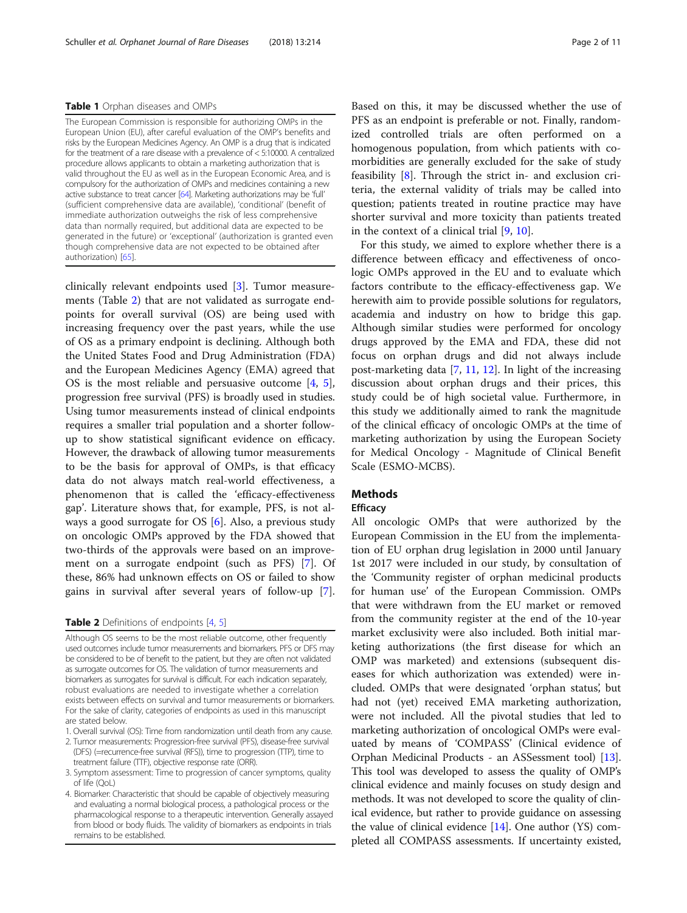**Table 1** Orphan diseases and OMPs

The European Commission is responsible for authorizing OMPs in the European Union (EU), after careful evaluation of the OMP's benefits and risks by the European Medicines Agency. An OMP is a drug that is indicated for the treatment of a rare disease with a prevalence of < 5:10000. A centralized procedure allows applicants to obtain a marketing authorization that is valid throughout the EU as well as in the European Economic Area, and is compulsory for the authorization of OMPs and medicines containing a new active substance to treat cancer [64]. Marketing authorizations may be 'full' (sufficient comprehensive data are available), 'conditional' (benefit of immediate authorization outweighs the risk of less comprehensive data than normally required, but additional data are expected to be generated in the future) or 'exceptional' (authorization is granted even though comprehensive data are not expected to be obtained after authorization) [65].

clinically relevant endpoints used [3]. Tumor measurements (Table 2) that are not validated as surrogate endpoints for overall survival (OS) are being used with increasing frequency over the past years, while the use of OS as a primary endpoint is declining. Although both the United States Food and Drug Administration (FDA) and the European Medicines Agency (EMA) agreed that OS is the most reliable and persuasive outcome [4, 5], progression free survival (PFS) is broadly used in studies. Using tumor measurements instead of clinical endpoints requires a smaller trial population and a shorter follow-up to show statistical significant evidence on efficacy. However, the drawback of allowing tumor measurements to be the basis for approval of OMPs, is that efficacy data do not always match real-world effectiveness, a phenomenon that is called the 'efficacy-effectiveness gap'. Literature shows that, for example, PFS, is not always a good surrogate for OS [6]. Also, a previous study on oncologic OMPs approved by the FDA showed that two-thirds of the approvals were based on an improvement on a surrogate endpoint (such as PFS) [7]. Of these, 86% had unknown effects on OS or failed to show gains in survival after several years of follow-up [7].

**Table 2** Definitions of endpoints [4, 5]

Although OS seems to be the most reliable outcome, other frequently used outcomes include tumor measurements and biomarkers. PFS or DFS may be considered to be of benefit to the patient, but they are often not validated as surrogate outcomes for OS. The validation of tumor measurements and biomarkers as surrogates for survival is difficult. For each indication separately, robust evaluations are needed to investigate whether a correlation exists between effects on survival and tumor measurements or biomarkers. For the sake of clarity, categories of endpoints as used in this manuscript are stated below.

1. Overall survival (OS): Time from randomization until death from any cause.
2. Tumor measurements: Progression-free survival (PFS), disease-free survival (DFS) (=recurrence-free survival (RFS)), time to progression (TTP), time to treatment failure (TTF), objective response rate (ORR).
3. Symptom assessment: Time to progression of cancer symptoms, quality of life (QoL)
4. Biomarker: Characteristic that should be capable of objectively measuring and evaluating a normal biological process, a pathological process or the pharmacological response to a therapeutic intervention. Generally assayed from blood or body fluids. The validity of biomarkers as endpoints in trials remains to be established.

Based on this, it may be discussed whether the use of PFS as an endpoint is preferable or not. Finally, randomized controlled trials are often performed on a homogenous population, from which patients with co-morbidities are generally excluded for the sake of study feasibility [8]. Through the strict in- and exclusion criteria, the external validity of trials may be called into question; patients treated in routine practice may have shorter survival and more toxicity than patients treated in the context of a clinical trial [9, 10].

For this study, we aimed to explore whether there is a difference between efficacy and effectiveness of oncologic OMPs approved in the EU and to evaluate which factors contribute to the efficacy-effectiveness gap. We herewith aim to provide possible solutions for regulators, academia and industry on how to bridge this gap. Although similar studies were performed for oncology drugs approved by the EMA and FDA, these did not focus on orphan drugs and did not always include post-marketing data [7, 11, 12]. In light of the increasing discussion about orphan drugs and their prices, this study could be of high societal value. Furthermore, in this study we additionally aimed to rank the magnitude of the clinical efficacy of oncologic OMPs at the time of marketing authorization by using the European Society for Medical Oncology - Magnitude of Clinical Benefit Scale (ESMO-MCBS).

## Methods

### Efficacy

All oncologic OMPs that were authorized by the European Commission in the EU from the implementation of EU orphan drug legislation in 2000 until January 1st 2017 were included in our study, by consultation of the 'Community register of orphan medicinal products for human use' of the European Commission. OMPs that were withdrawn from the EU market or removed from the community register at the end of the 10-year market exclusivity were also included. Both initial marketing authorizations (the first disease for which an OMP was marketed) and extensions (subsequent diseases for which authorization was extended) were included. OMPs that were designated 'orphan status', but had not (yet) received EMA marketing authorization, were not included. All the pivotal studies that led to marketing authorization of oncological OMPs were evaluated by means of 'COMPASS' (Clinical evidence of Orphan Medicinal Products - an ASSessment tool) [13]. This tool was developed to assess the quality of OMP's clinical evidence and mainly focuses on study design and methods. It was not developed to score the quality of clinical evidence, but rather to provide guidance on assessing the value of clinical evidence [14]. One author (YS) completed all COMPASS assessments. If uncertainty existed,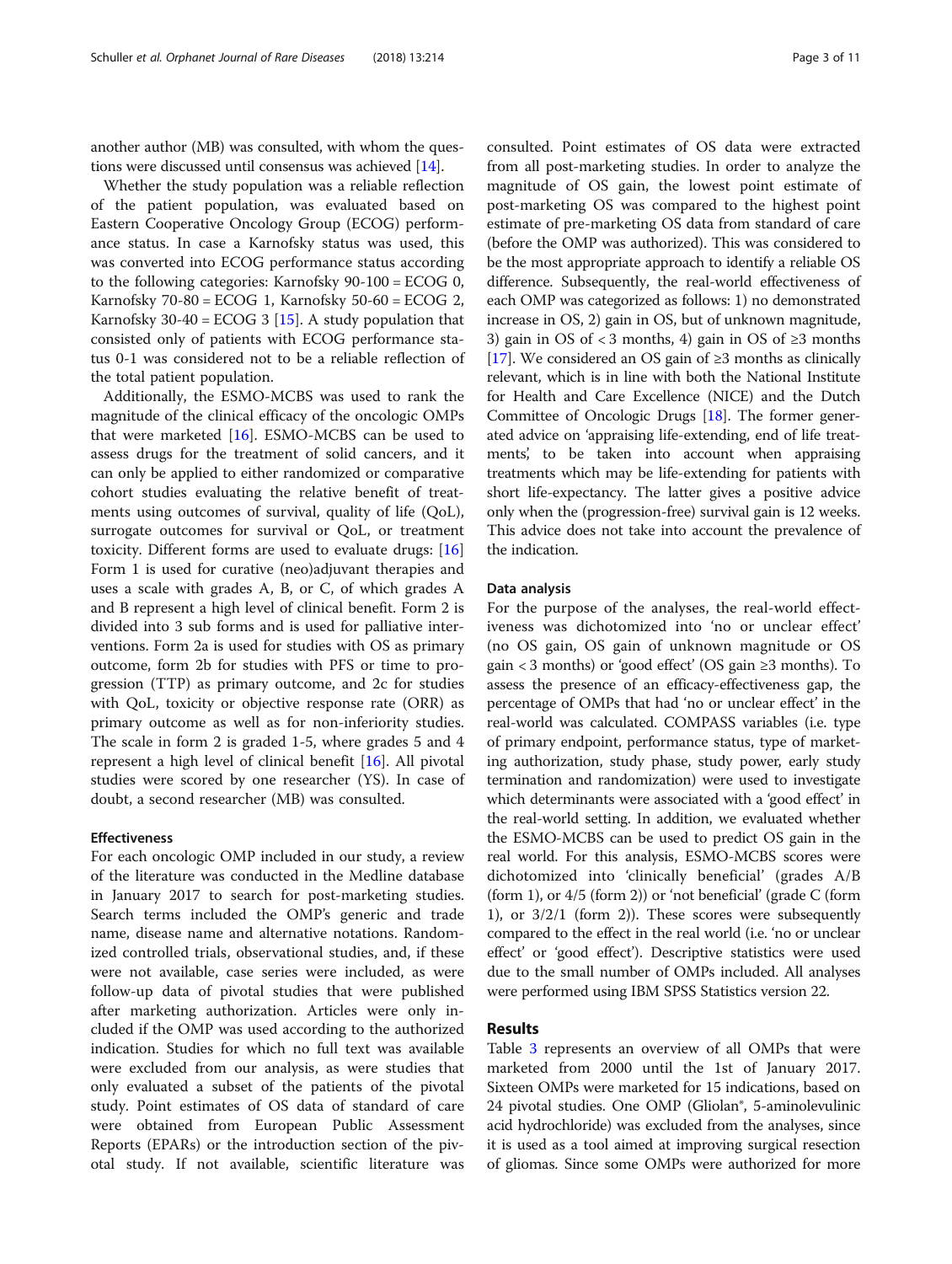another author (MB) was consulted, with whom the questions were discussed until consensus was achieved [14].

Whether the study population was a reliable reflection of the patient population, was evaluated based on Eastern Cooperative Oncology Group (ECOG) performance status. In case a Karnofsky status was used, this was converted into ECOG performance status according to the following categories: Karnofsky 90-100 = ECOG 0, Karnofsky 70-80 = ECOG 1, Karnofsky 50-60 = ECOG 2, Karnofsky 30-40 = ECOG 3 [15]. A study population that consisted only of patients with ECOG performance status 0-1 was considered not to be a reliable reflection of the total patient population.

Additionally, the ESMO-MCBS was used to rank the magnitude of the clinical efficacy of the oncologic OMPs that were marketed [16]. ESMO-MCBS can be used to assess drugs for the treatment of solid cancers, and it can only be applied to either randomized or comparative cohort studies evaluating the relative benefit of treatments using outcomes of survival, quality of life (QoL), surrogate outcomes for survival or QoL, or treatment toxicity. Different forms are used to evaluate drugs: [16] Form 1 is used for curative (neo)adjuvant therapies and uses a scale with grades A, B, or C, of which grades A and B represent a high level of clinical benefit. Form 2 is divided into 3 sub forms and is used for palliative interventions. Form 2a is used for studies with OS as primary outcome, form 2b for studies with PFS or time to progression (TTP) as primary outcome, and 2c for studies with QoL, toxicity or objective response rate (ORR) as primary outcome as well as for non-inferiority studies. The scale in form 2 is graded 1-5, where grades 5 and 4 represent a high level of clinical benefit [16]. All pivotal studies were scored by one researcher (YS). In case of doubt, a second researcher (MB) was consulted.

### Effectiveness

For each oncologic OMP included in our study, a review of the literature was conducted in the Medline database in January 2017 to search for post-marketing studies. Search terms included the OMP's generic and trade name, disease name and alternative notations. Randomized controlled trials, observational studies, and, if these were not available, case series were included, as were follow-up data of pivotal studies that were published after marketing authorization. Articles were only included if the OMP was used according to the authorized indication. Studies for which no full text was available were excluded from our analysis, as were studies that only evaluated a subset of the patients of the pivotal study. Point estimates of OS data of standard of care were obtained from European Public Assessment Reports (EPARs) or the introduction section of the pivotal study. If not available, scientific literature was consulted. Point estimates of OS data were extracted from all post-marketing studies. In order to analyze the magnitude of OS gain, the lowest point estimate of post-marketing OS was compared to the highest point estimate of pre-marketing OS data from standard of care (before the OMP was authorized). This was considered to be the most appropriate approach to identify a reliable OS difference. Subsequently, the real-world effectiveness of each OMP was categorized as follows: 1) no demonstrated increase in OS, 2) gain in OS, but of unknown magnitude, 3) gain in OS of < 3 months, 4) gain in OS of ≥3 months [17]. We considered an OS gain of ≥3 months as clinically relevant, which is in line with both the National Institute for Health and Care Excellence (NICE) and the Dutch Committee of Oncologic Drugs [18]. The former generated advice on 'appraising life-extending, end of life treatments', to be taken into account when appraising treatments which may be life-extending for patients with short life-expectancy. The latter gives a positive advice only when the (progression-free) survival gain is 12 weeks. This advice does not take into account the prevalence of the indication.

### Data analysis

For the purpose of the analyses, the real-world effectiveness was dichotomized into 'no or unclear effect' (no OS gain, OS gain of unknown magnitude or OS gain < 3 months) or 'good effect' (OS gain ≥3 months). To assess the presence of an efficacy-effectiveness gap, the percentage of OMPs that had 'no or unclear effect' in the real-world was calculated. COMPASS variables (i.e. type of primary endpoint, performance status, type of marketing authorization, study phase, study power, early study termination and randomization) were used to investigate which determinants were associated with a 'good effect' in the real-world setting. In addition, we evaluated whether the ESMO-MCBS can be used to predict OS gain in the real world. For this analysis, ESMO-MCBS scores were dichotomized into 'clinically beneficial' (grades A/B (form 1), or 4/5 (form 2)) or 'not beneficial' (grade C (form 1), or 3/2/1 (form 2)). These scores were subsequently compared to the effect in the real world (i.e. 'no or unclear effect' or 'good effect'). Descriptive statistics were used due to the small number of OMPs included. All analyses were performed using IBM SPSS Statistics version 22.

## Results

Table 3 represents an overview of all OMPs that were marketed from 2000 until the 1st of January 2017. Sixteen OMPs were marketed for 15 indications, based on 24 pivotal studies. One OMP (Gliolan®, 5-aminolevulinic acid hydrochloride) was excluded from the analyses, since it is used as a tool aimed at improving surgical resection of gliomas. Since some OMPs were authorized for more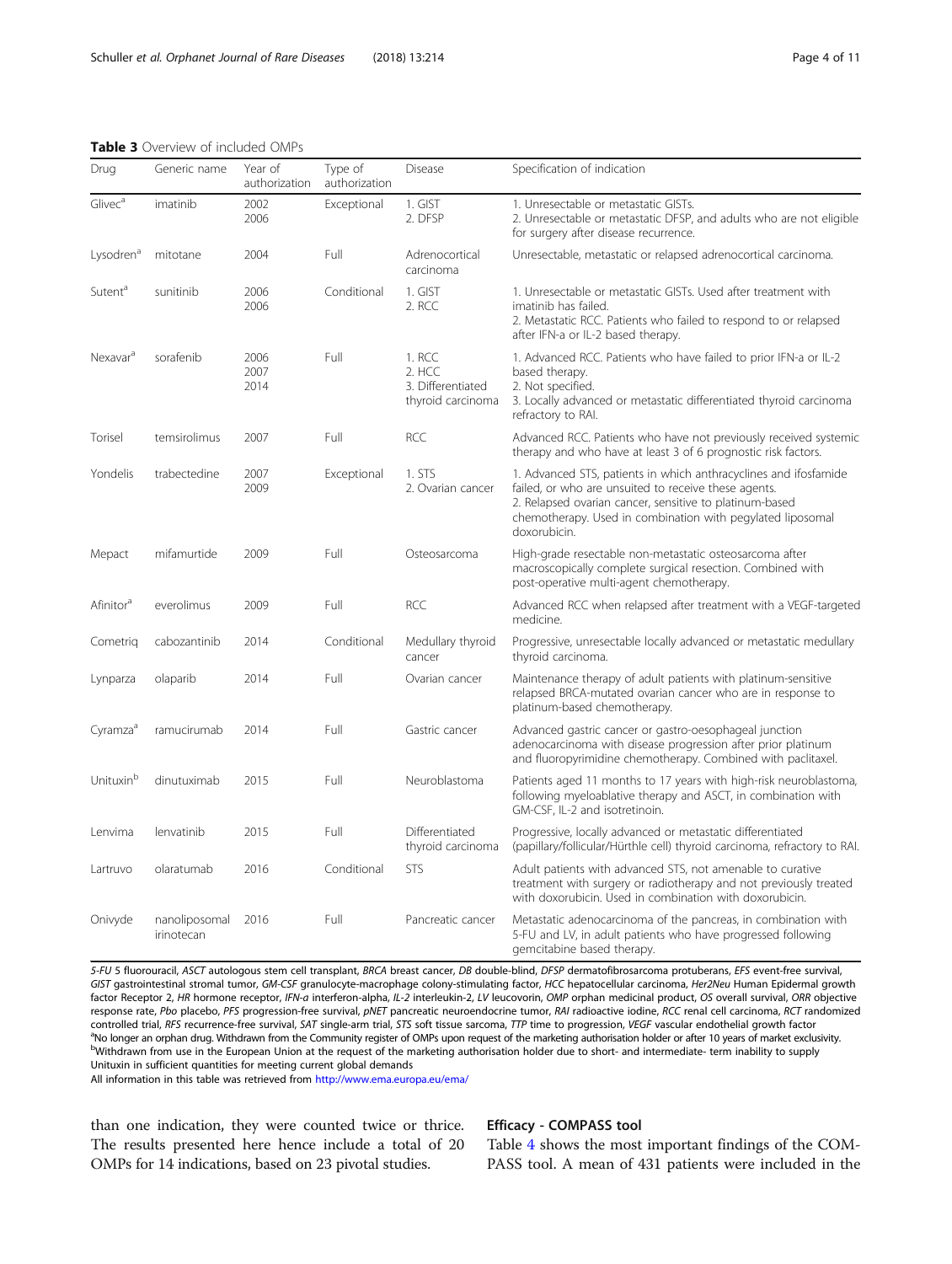**Table 3** Overview of included OMPs

| Drug | Generic name | Year of authorization | Type of authorization | Disease | Specification of indication |
|---|---|---|---|---|---|
| Glivec[a] | imatinib | 2002<br>2006 | Exceptional | 1. GIST<br>2. DFSP | 1. Unresectable or metastatic GISTs.<br>2. Unresectable or metastatic DFSP, and adults who are not eligible for surgery after disease recurrence. |
| Lysodren[a] | mitotane | 2004 | Full | Adrenocortical carcinoma | Unresectable, metastatic or relapsed adrenocortical carcinoma. |
| Sutent[a] | sunitinib | 2006<br>2006 | Conditional | 1. GIST<br>2. RCC | 1. Unresectable or metastatic GISTs. Used after treatment with imatinib has failed.<br>2. Metastatic RCC. Patients who failed to respond to or relapsed after IFN-a or IL-2 based therapy. |
| Nexavar[a] | sorafenib | 2006<br>2007<br>2014 | Full | 1. RCC<br>2. HCC<br>3. Differentiated thyroid carcinoma | 1. Advanced RCC. Patients who have failed to prior IFN-a or IL-2 based therapy.<br>2. Not specified.<br>3. Locally advanced or metastatic differentiated thyroid carcinoma refractory to RAI. |
| Torisel | temsirolimus | 2007 | Full | RCC | Advanced RCC. Patients who have not previously received systemic therapy and who have at least 3 of 6 prognostic risk factors. |
| Yondelis | trabectedine | 2007<br>2009 | Exceptional | 1. STS<br>2. Ovarian cancer | 1. Advanced STS, patients in which anthracyclines and ifosfamide failed, or who are unsuited to receive these agents.<br>2. Relapsed ovarian cancer, sensitive to platinum-based chemotherapy. Used in combination with pegylated liposomal doxorubicin. |
| Mepact | mifamurtide | 2009 | Full | Osteosarcoma | High-grade resectable non-metastatic osteosarcoma after macroscopically complete surgical resection. Combined with post-operative multi-agent chemotherapy. |
| Afinitor[a] | everolimus | 2009 | Full | RCC | Advanced RCC when relapsed after treatment with a VEGF-targeted medicine. |
| Cometriq | cabozantinib | 2014 | Conditional | Medullary thyroid cancer | Progressive, unresectable locally advanced or metastatic medullary thyroid carcinoma. |
| Lynparza | olaparib | 2014 | Full | Ovarian cancer | Maintenance therapy of adult patients with platinum-sensitive relapsed BRCA-mutated ovarian cancer who are in response to platinum-based chemotherapy. |
| Cyramza[a] | ramucirumab | 2014 | Full | Gastric cancer | Advanced gastric cancer or gastro-oesophageal junction adenocarcinoma with disease progression after prior platinum and fluoropyrimidine chemotherapy. Combined with paclitaxel. |
| Unituxin[b] | dinutuximab | 2015 | Full | Neuroblastoma | Patients aged 11 months to 17 years with high-risk neuroblastoma, following myeloablative therapy and ASCT, in combination with GM-CSF, IL-2 and isotretinoin. |
| Lenvima | lenvatinib | 2015 | Full | Differentiated thyroid carcinoma | Progressive, locally advanced or metastatic differentiated (papillary/follicular/Hürthle cell) thyroid carcinoma, refractory to RAI. |
| Lartruvo | olaratumab | 2016 | Conditional | STS | Adult patients with advanced STS, not amenable to curative treatment with surgery or radiotherapy and not previously treated with doxorubicin. Used in combination with doxorubicin. |
| Onivyde | nanoliposomal irinotecan | 2016 | Full | Pancreatic cancer | Metastatic adenocarcinoma of the pancreas, in combination with 5-FU and LV, in adult patients who have progressed following gemcitabine based therapy. |

*5-FU* 5 fluorouracil, *ASCT* autologous stem cell transplant, *BRCA* breast cancer, *DB* double-blind, *DFSP* dermatofibrosarcoma protuberans, *EFS* event-free survival, *GIST* gastrointestinal stromal tumor, *GM-CSF* granulocyte-macrophage colony-stimulating factor, *HCC* hepatocellular carcinoma, *Her2Neu* Human Epidermal growth factor Receptor 2, *HR* hormone receptor, *IFN-a* interferon-alpha, *IL-2* interleukin-2, *LV* leucovorin, *OMP* orphan medicinal product, *OS* overall survival, *ORR* objective response rate, *Pbo* placebo, *PFS* progression-free survival, *pNET* pancreatic neuroendocrine tumor, *RAI* radioactive iodine, *RCC* renal cell carcinoma, *RCT* randomized controlled trial, *RFS* recurrence-free survival, *SAT* single-arm trial, *STS* soft tissue sarcoma, *TTP* time to progression, *VEGF* vascular endothelial growth factor
[a]No longer an orphan drug. Withdrawn from the Community register of OMPs upon request of the marketing authorisation holder or after 10 years of market exclusivity.
[b]Withdrawn from use in the European Union at the request of the marketing authorisation holder due to short- and intermediate- term inability to supply Unituxin in sufficient quantities for meeting current global demands
All information in this table was retrieved from http://www.ema.europa.eu/ema/

than one indication, they were counted twice or thrice. The results presented here hence include a total of 20 OMPs for 14 indications, based on 23 pivotal studies.

### Efficacy - COMPASS tool

Table 4 shows the most important findings of the COMPASS tool. A mean of 431 patients were included in the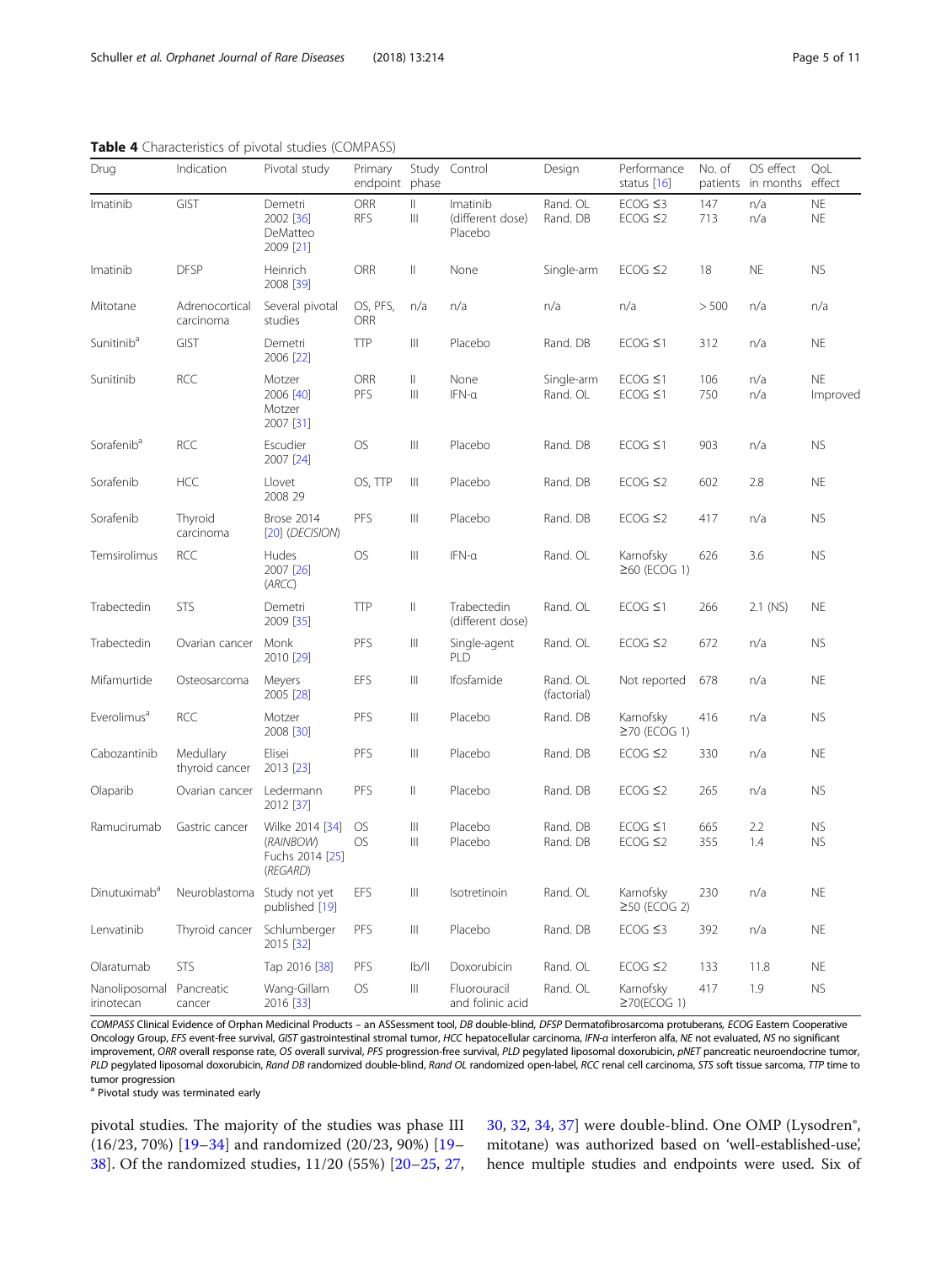**Table 4** Characteristics of pivotal studies (COMPASS)

| Drug | Indication | Pivotal study | Primary endpoint | Study phase | Control | Design | Performance status [16] | No. of patients | OS effect in months | QoL effect |
|---|---|---|---|---|---|---|---|---|---|---|
| Imatinib | GIST | Demetri 2002 [36] DeMatteo 2009 [21] | ORR RFS | II III | Imatinib (different dose) Placebo | Rand. OL Rand. DB | ECOG ≤3 ECOG ≤2 | 147 713 | n/a n/a | NE NE |
| Imatinib | DFSP | Heinrich 2008 [39] | ORR | II | None | Single-arm | ECOG ≤2 | 18 | NE | NS |
| Mitotane | Adrenocortical carcinoma | Several pivotal studies | OS, PFS, ORR | n/a | n/a | n/a | n/a | > 500 | n/a | n/a |
| Sunitinib[a] | GIST | Demetri 2006 [22] | TTP | III | Placebo | Rand. DB | ECOG ≤1 | 312 | n/a | NE |
| Sunitinib | RCC | Motzer 2006 [40] Motzer 2007 [31] | ORR PFS | II III | None IFN-α | Single-arm Rand. OL | ECOG ≤1 ECOG ≤1 | 106 750 | n/a n/a | NE Improved |
| Sorafenib[a] | RCC | Escudier 2007 [24] | OS | III | Placebo | Rand. DB | ECOG ≤1 | 903 | n/a | NS |
| Sorafenib | HCC | Llovet 2008 29 | OS, TTP | III | Placebo | Rand. DB | ECOG ≤2 | 602 | 2.8 | NE |
| Sorafenib | Thyroid carcinoma | Brose 2014 [20] (*DECISION*) | PFS | III | Placebo | Rand. DB | ECOG ≤2 | 417 | n/a | NS |
| Temsirolimus | RCC | Hudes 2007 [26] (*ARCC*) | OS | III | IFN-α | Rand. OL | Karnofsky ≥60 (ECOG 1) | 626 | 3.6 | NS |
| Trabectedin | STS | Demetri 2009 [35] | TTP | II | Trabectedin (different dose) | Rand. OL | ECOG ≤1 | 266 | 2.1 (NS) | NE |
| Trabectedin | Ovarian cancer | Monk 2010 [29] | PFS | III | Single-agent PLD | Rand. OL | ECOG ≤2 | 672 | n/a | NS |
| Mifamurtide | Osteosarcoma | Meyers 2005 [28] | EFS | III | Ifosfamide | Rand. OL (factorial) | Not reported | 678 | n/a | NE |
| Everolimus[a] | RCC | Motzer 2008 [30] | PFS | III | Placebo | Rand. DB | Karnofsky ≥70 (ECOG 1) | 416 | n/a | NS |
| Cabozantinib | Medullary thyroid cancer | Elisei 2013 [23] | PFS | III | Placebo | Rand. DB | ECOG ≤2 | 330 | n/a | NE |
| Olaparib | Ovarian cancer | Ledermann 2012 [37] | PFS | II | Placebo | Rand. DB | ECOG ≤2 | 265 | n/a | NS |
| Ramucirumab | Gastric cancer | Wilke 2014 [34] (*RAINBOW*) Fuchs 2014 [25] (*REGARD*) | OS OS | III III | Placebo Placebo | Rand. DB Rand. DB | ECOG ≤1 ECOG ≤2 | 665 355 | 2.2 1.4 | NS NS |
| Dinutuximab[a] | Neuroblastoma | Study not yet published [19] | EFS | III | Isotretinoin | Rand. OL | Karnofsky ≥50 (ECOG 2) | 230 | n/a | NE |
| Lenvatinib | Thyroid cancer | Schlumberger 2015 [32] | PFS | III | Placebo | Rand. DB | ECOG ≤3 | 392 | n/a | NE |
| Olaratumab | STS | Tap 2016 [38] | PFS | Ib/II | Doxorubicin | Rand. OL | ECOG ≤2 | 133 | 11.8 | NE |
| Nanoliposomal irinotecan | Pancreatic cancer | Wang-Gillam 2016 [33] | OS | III | Fluorouracil and folinic acid | Rand. OL | Karnofsky ≥70(ECOG 1) | 417 | 1.9 | NS |

*COMPASS* Clinical Evidence of Orphan Medicinal Products – an ASSessment tool, *DB* double-blind, *DFSP* Dermatofibrosarcoma protuberans, *ECOG* Eastern Cooperative Oncology Group, *EFS* event-free survival, *GIST* gastrointestinal stromal tumor, *HCC* hepatocellular carcinoma, *IFN-α* interferon alfa, *NE* not evaluated, *NS* no significant improvement, *ORR* overall response rate, *OS* overall survival, *PFS* progression-free survival, *PLD* pegylated liposomal doxorubicin, *pNET* pancreatic neuroendocrine tumor, *PLD* pegylated liposomal doxorubicin, *Rand DB* randomized double-blind, *Rand OL* randomized open-label, *RCC* renal cell carcinoma, *STS* soft tissue sarcoma, *TTP* time to tumor progression

[a] Pivotal study was terminated early

pivotal studies. The majority of the studies was phase III (16/23, 70%) [19–34] and randomized (20/23, 90%) [19–38]. Of the randomized studies, 11/20 (55%) [20–25, 27, 30, 32, 34, 37] were double-blind. One OMP (Lysodren®, mitotane) was authorized based on 'well-established-use', hence multiple studies and endpoints were used. Six of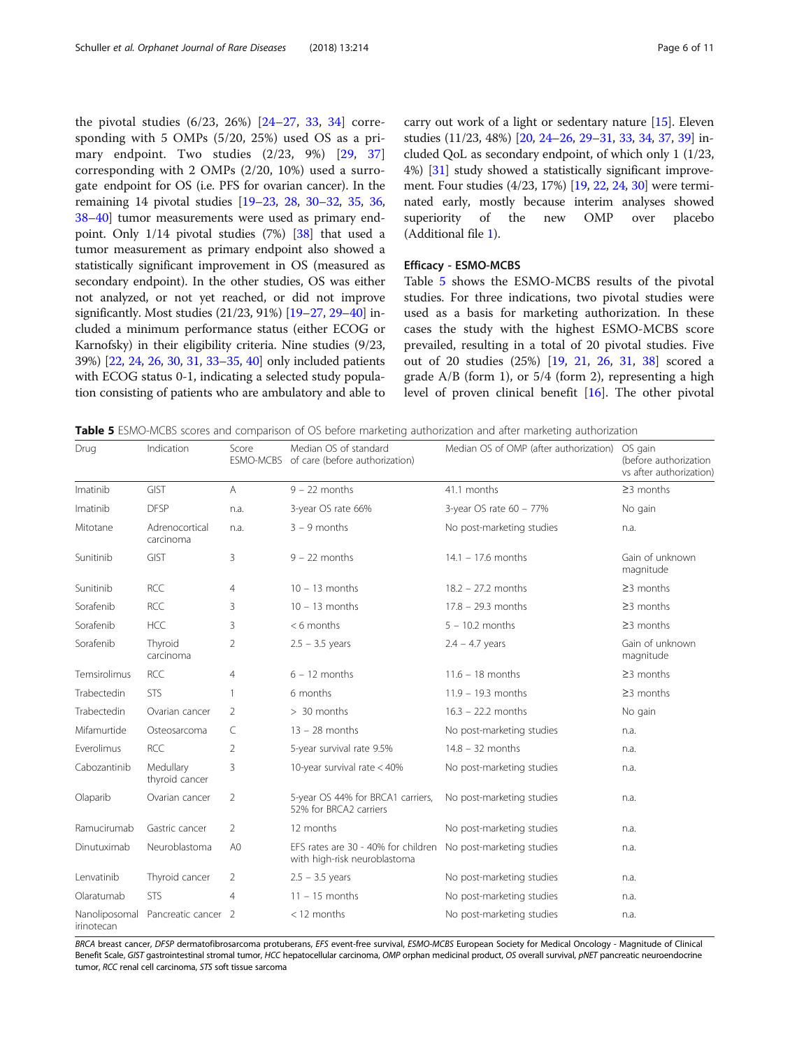the pivotal studies (6/23, 26%) [24–27, 33, 34] corresponding with 5 OMPs (5/20, 25%) used OS as a primary endpoint. Two studies (2/23, 9%) [29, 37] corresponding with 2 OMPs (2/20, 10%) used a surrogate endpoint for OS (i.e. PFS for ovarian cancer). In the remaining 14 pivotal studies [19–23, 28, 30–32, 35, 36, 38–40] tumor measurements were used as primary endpoint. Only 1/14 pivotal studies (7%) [38] that used a tumor measurement as primary endpoint also showed a statistically significant improvement in OS (measured as secondary endpoint). In the other studies, OS was either not analyzed, or not yet reached, or did not improve significantly. Most studies (21/23, 91%) [19–27, 29–40] included a minimum performance status (either ECOG or Karnofsky) in their eligibility criteria. Nine studies (9/23, 39%) [22, 24, 26, 30, 31, 33–35, 40] only included patients with ECOG status 0-1, indicating a selected study population consisting of patients who are ambulatory and able to carry out work of a light or sedentary nature [15]. Eleven studies (11/23, 48%) [20, 24–26, 29–31, 33, 34, 37, 39] included QoL as secondary endpoint, of which only 1 (1/23, 4%) [31] study showed a statistically significant improvement. Four studies (4/23, 17%) [19, 22, 24, 30] were terminated early, mostly because interim analyses showed superiority of the new OMP over placebo (Additional file 1).

### Efficacy - ESMO-MCBS

Table 5 shows the ESMO-MCBS results of the pivotal studies. For three indications, two pivotal studies were used as a basis for marketing authorization. In these cases the study with the highest ESMO-MCBS score prevailed, resulting in a total of 20 pivotal studies. Five out of 20 studies (25%) [19, 21, 26, 31, 38] scored a grade A/B (form 1), or 5/4 (form 2), representing a high level of proven clinical benefit [16]. The other pivotal

**Table 5** ESMO-MCBS scores and comparison of OS before marketing authorization and after marketing authorization

| Drug | Indication | Score ESMO-MCBS | Median OS of standard of care (before authorization) | Median OS of OMP (after authorization) | OS gain (before authorization vs after authorization) |
|---|---|---|---|---|---|
| Imatinib | GIST | A | 9 – 22 months | 41.1 months | ≥3 months |
| Imatinib | DFSP | n.a. | 3-year OS rate 66% | 3-year OS rate 60 – 77% | No gain |
| Mitotane | Adrenocortical carcinoma | n.a. | 3 – 9 months | No post-marketing studies | n.a. |
| Sunitinib | GIST | 3 | 9 – 22 months | 14.1 – 17.6 months | Gain of unknown magnitude |
| Sunitinib | RCC | 4 | 10 – 13 months | 18.2 – 27.2 months | ≥3 months |
| Sorafenib | RCC | 3 | 10 – 13 months | 17.8 – 29.3 months | ≥3 months |
| Sorafenib | HCC | 3 | < 6 months | 5 – 10.2 months | ≥3 months |
| Sorafenib | Thyroid carcinoma | 2 | 2.5 – 3.5 years | 2.4 – 4.7 years | Gain of unknown magnitude |
| Temsirolimus | RCC | 4 | 6 – 12 months | 11.6 – 18 months | ≥3 months |
| Trabectedin | STS | 1 | 6 months | 11.9 – 19.3 months | ≥3 months |
| Trabectedin | Ovarian cancer | 2 | > 30 months | 16.3 – 22.2 months | No gain |
| Mifamurtide | Osteosarcoma | C | 13 – 28 months | No post-marketing studies | n.a. |
| Everolimus | RCC | 2 | 5-year survival rate 9.5% | 14.8 – 32 months | n.a. |
| Cabozantinib | Medullary thyroid cancer | 3 | 10-year survival rate < 40% | No post-marketing studies | n.a. |
| Olaparib | Ovarian cancer | 2 | 5-year OS 44% for BRCA1 carriers, 52% for BRCA2 carriers | No post-marketing studies | n.a. |
| Ramucirumab | Gastric cancer | 2 | 12 months | No post-marketing studies | n.a. |
| Dinutuximab | Neuroblastoma | A0 | EFS rates are 30 - 40% for children with high-risk neuroblastoma | No post-marketing studies | n.a. |
| Lenvatinib | Thyroid cancer | 2 | 2.5 – 3.5 years | No post-marketing studies | n.a. |
| Olaratumab | STS | 4 | 11 – 15 months | No post-marketing studies | n.a. |
| Nanoliposomal irinotecan | Pancreatic cancer | 2 | < 12 months | No post-marketing studies | n.a. |

*BRCA* breast cancer, *DFSP* dermatofibrosarcoma protuberans, *EFS* event-free survival, *ESMO-MCBS* European Society for Medical Oncology - Magnitude of Clinical Benefit Scale, *GIST* gastrointestinal stromal tumor, *HCC* hepatocellular carcinoma, *OMP* orphan medicinal product, *OS* overall survival, *pNET* pancreatic neuroendocrine tumor, *RCC* renal cell carcinoma, *STS* soft tissue sarcoma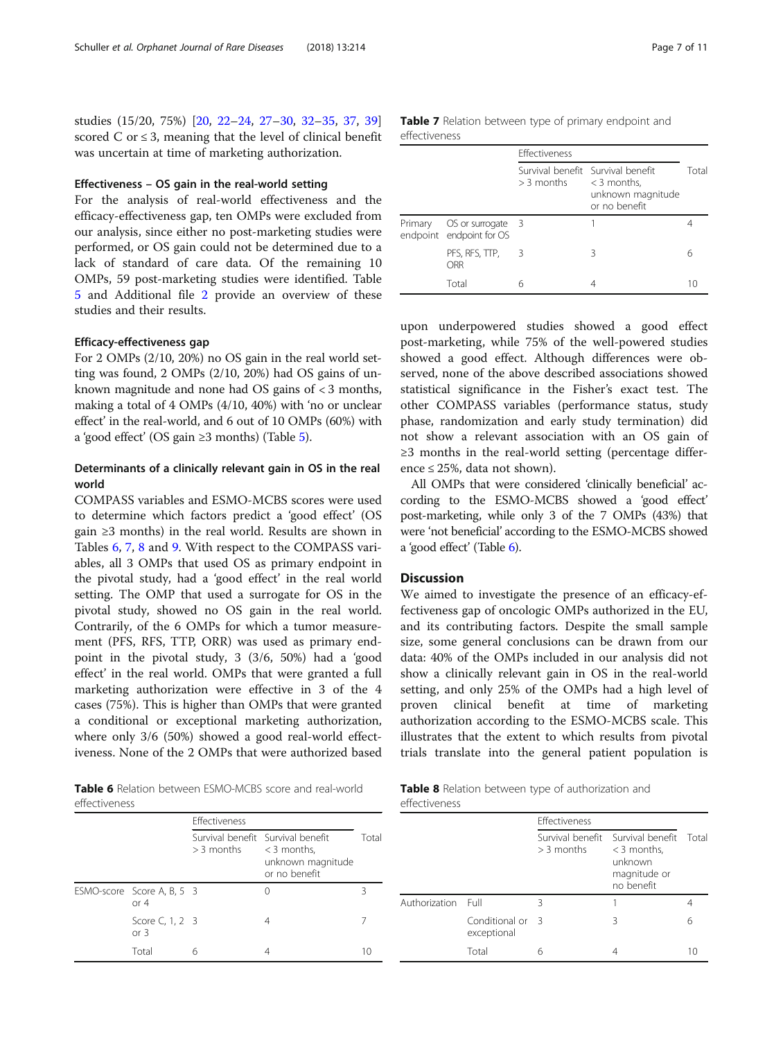studies (15/20, 75%) [20, 22–24, 27–30, 32–35, 37, 39] scored C or ≤ 3, meaning that the level of clinical benefit was uncertain at time of marketing authorization.

#### Effectiveness – OS gain in the real-world setting

For the analysis of real-world effectiveness and the efficacy-effectiveness gap, ten OMPs were excluded from our analysis, since either no post-marketing studies were performed, or OS gain could not be determined due to a lack of standard of care data. Of the remaining 10 OMPs, 59 post-marketing studies were identified. Table 5 and Additional file 2 provide an overview of these studies and their results.

#### Efficacy-effectiveness gap

For 2 OMPs (2/10, 20%) no OS gain in the real world setting was found, 2 OMPs (2/10, 20%) had OS gains of unknown magnitude and none had OS gains of < 3 months, making a total of 4 OMPs (4/10, 40%) with 'no or unclear effect' in the real-world, and 6 out of 10 OMPs (60%) with a 'good effect' (OS gain ≥3 months) (Table 5).

#### Determinants of a clinically relevant gain in OS in the real world

COMPASS variables and ESMO-MCBS scores were used to determine which factors predict a 'good effect' (OS gain ≥3 months) in the real world. Results are shown in Tables 6, 7, 8 and 9. With respect to the COMPASS variables, all 3 OMPs that used OS as primary endpoint in the pivotal study, had a 'good effect' in the real world setting. The OMP that used a surrogate for OS in the pivotal study, showed no OS gain in the real world. Contrarily, of the 6 OMPs for which a tumor measurement (PFS, RFS, TTP, ORR) was used as primary endpoint in the pivotal study, 3 (3/6, 50%) had a 'good effect' in the real world. OMPs that were granted a full marketing authorization were effective in 3 of the 4 cases (75%). This is higher than OMPs that were granted a conditional or exceptional marketing authorization, where only 3/6 (50%) showed a good real-world effectiveness. None of the 2 OMPs that were authorized based upon underpowered studies showed a good effect post-marketing, while 75% of the well-powered studies showed a good effect. Although differences were observed, none of the above described associations showed statistical significance in the Fisher's exact test. The other COMPASS variables (performance status, study phase, randomization and early study termination) did not show a relevant association with an OS gain of ≥3 months in the real-world setting (percentage difference ≤ 25%, data not shown).

All OMPs that were considered 'clinically beneficial' according to the ESMO-MCBS showed a 'good effect' post-marketing, while only 3 of the 7 OMPs (43%) that were 'not beneficial' according to the ESMO-MCBS showed a 'good effect' (Table 6).

**Table 6** Relation between ESMO-MCBS score and real-world effectiveness

| | | Effectiveness | | |
|---|---|---|---|---|
| | | Survival benefit > 3 months | Survival benefit < 3 months, unknown magnitude or no benefit | Total |
| ESMO-score | Score A, B, 5 or 4 | 3 | 0 | 3 |
| | Score C, 1, 2 or 3 | 3 | 4 | 7 |
| | Total | 6 | 4 | 10 |

**Table 7** Relation between type of primary endpoint and effectiveness

| | | Effectiveness | | |
|---|---|---|---|---|
| | | Survival benefit > 3 months | Survival benefit < 3 months, unknown magnitude or no benefit | Total |
| Primary endpoint | OS or surrogate endpoint for OS | 3 | 1 | 4 |
| | PFS, RFS, TTP, ORR | 3 | 3 | 6 |
| | Total | 6 | 4 | 10 |

## Discussion

We aimed to investigate the presence of an efficacy-effectiveness gap of oncologic OMPs authorized in the EU, and its contributing factors. Despite the small sample size, some general conclusions can be drawn from our data: 40% of the OMPs included in our analysis did not show a clinically relevant gain in OS in the real-world setting, and only 25% of the OMPs had a high level of proven clinical benefit at time of marketing authorization according to the ESMO-MCBS scale. This illustrates that the extent to which results from pivotal trials translate into the general patient population is

**Table 8** Relation between type of authorization and effectiveness

| | | Effectiveness | | |
|---|---|---|---|---|
| | | Survival benefit > 3 months | Survival benefit < 3 months, unknown magnitude or no benefit | Total |
| Authorization | Full | 3 | 1 | 4 |
| | Conditional or exceptional | 3 | 3 | 6 |
| | Total | 6 | 4 | 10 |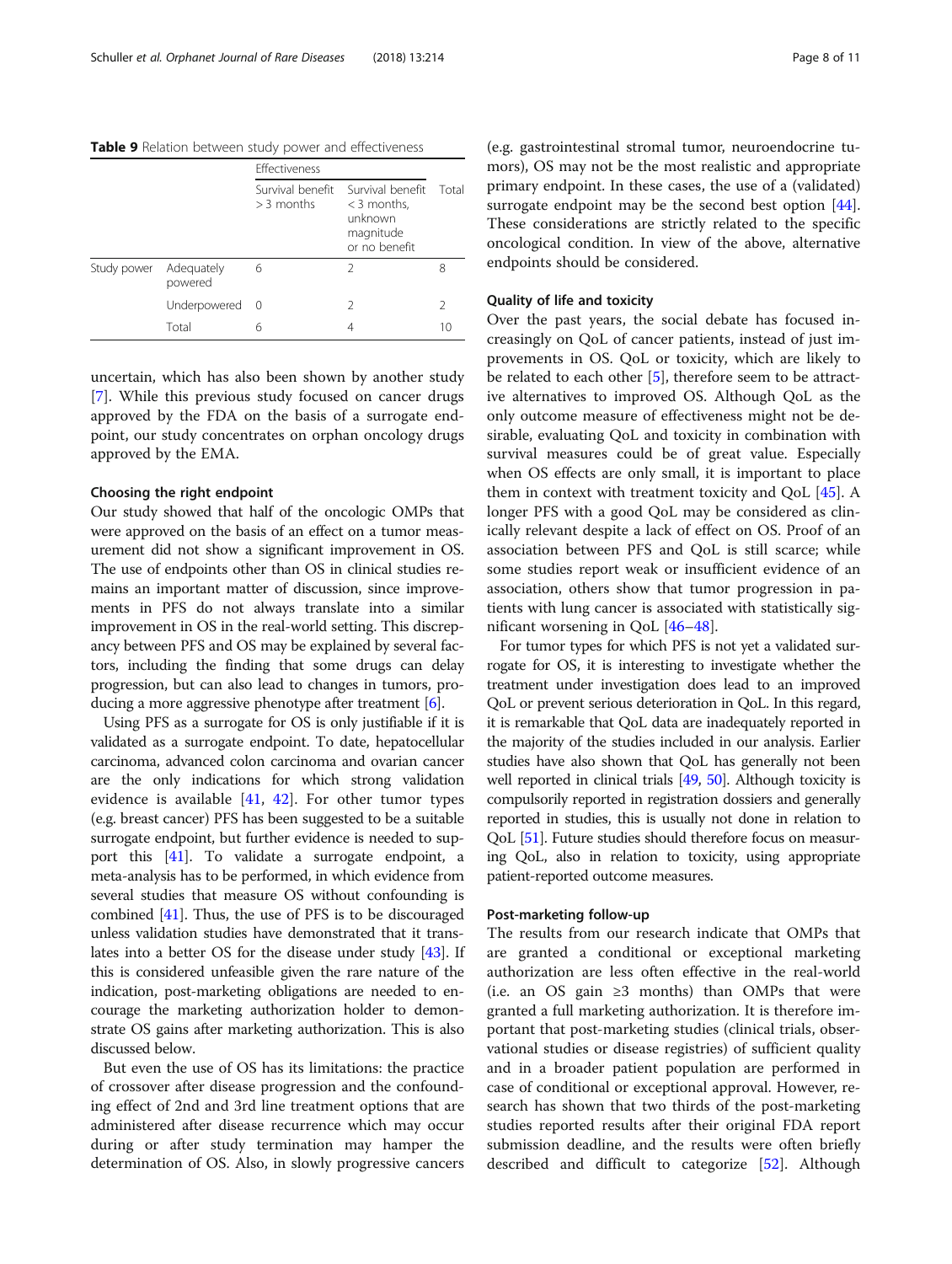**Table 9** Relation between study power and effectiveness

| | | Effectiveness | | |
|---|---|---|---|---|
| | | Survival benefit > 3 months | Survival benefit < 3 months, unknown magnitude or no benefit | Total |
| Study power | Adequately powered | 6 | 2 | 8 |
| | Underpowered | 0 | 2 | 2 |
| | Total | 6 | 4 | 10 |

uncertain, which has also been shown by another study [7]. While this previous study focused on cancer drugs approved by the FDA on the basis of a surrogate endpoint, our study concentrates on orphan oncology drugs approved by the EMA.

### Choosing the right endpoint

Our study showed that half of the oncologic OMPs that were approved on the basis of an effect on a tumor measurement did not show a significant improvement in OS. The use of endpoints other than OS in clinical studies remains an important matter of discussion, since improvements in PFS do not always translate into a similar improvement in OS in the real-world setting. This discrepancy between PFS and OS may be explained by several factors, including the finding that some drugs can delay progression, but can also lead to changes in tumors, producing a more aggressive phenotype after treatment [6].

Using PFS as a surrogate for OS is only justifiable if it is validated as a surrogate endpoint. To date, hepatocellular carcinoma, advanced colon carcinoma and ovarian cancer are the only indications for which strong validation evidence is available [41, 42]. For other tumor types (e.g. breast cancer) PFS has been suggested to be a suitable surrogate endpoint, but further evidence is needed to support this [41]. To validate a surrogate endpoint, a meta-analysis has to be performed, in which evidence from several studies that measure OS without confounding is combined [41]. Thus, the use of PFS is to be discouraged unless validation studies have demonstrated that it translates into a better OS for the disease under study [43]. If this is considered unfeasible given the rare nature of the indication, post-marketing obligations are needed to encourage the marketing authorization holder to demonstrate OS gains after marketing authorization. This is also discussed below.

But even the use of OS has its limitations: the practice of crossover after disease progression and the confounding effect of 2nd and 3rd line treatment options that are administered after disease recurrence which may occur during or after study termination may hamper the determination of OS. Also, in slowly progressive cancers (e.g. gastrointestinal stromal tumor, neuroendocrine tumors), OS may not be the most realistic and appropriate primary endpoint. In these cases, the use of a (validated) surrogate endpoint may be the second best option [44]. These considerations are strictly related to the specific oncological condition. In view of the above, alternative endpoints should be considered.

### Quality of life and toxicity

Over the past years, the social debate has focused increasingly on QoL of cancer patients, instead of just improvements in OS. QoL or toxicity, which are likely to be related to each other [5], therefore seem to be attractive alternatives to improved OS. Although QoL as the only outcome measure of effectiveness might not be desirable, evaluating QoL and toxicity in combination with survival measures could be of great value. Especially when OS effects are only small, it is important to place them in context with treatment toxicity and QoL [45]. A longer PFS with a good QoL may be considered as clinically relevant despite a lack of effect on OS. Proof of an association between PFS and QoL is still scarce; while some studies report weak or insufficient evidence of an association, others show that tumor progression in patients with lung cancer is associated with statistically significant worsening in QoL [46–48].

For tumor types for which PFS is not yet a validated surrogate for OS, it is interesting to investigate whether the treatment under investigation does lead to an improved QoL or prevent serious deterioration in QoL. In this regard, it is remarkable that QoL data are inadequately reported in the majority of the studies included in our analysis. Earlier studies have also shown that QoL has generally not been well reported in clinical trials [49, 50]. Although toxicity is compulsorily reported in registration dossiers and generally reported in studies, this is usually not done in relation to QoL [51]. Future studies should therefore focus on measuring QoL, also in relation to toxicity, using appropriate patient-reported outcome measures.

### Post-marketing follow-up

The results from our research indicate that OMPs that are granted a conditional or exceptional marketing authorization are less often effective in the real-world (i.e. an OS gain ≥3 months) than OMPs that were granted a full marketing authorization. It is therefore important that post-marketing studies (clinical trials, observational studies or disease registries) of sufficient quality and in a broader patient population are performed in case of conditional or exceptional approval. However, research has shown that two thirds of the post-marketing studies reported results after their original FDA report submission deadline, and the results were often briefly described and difficult to categorize [52]. Although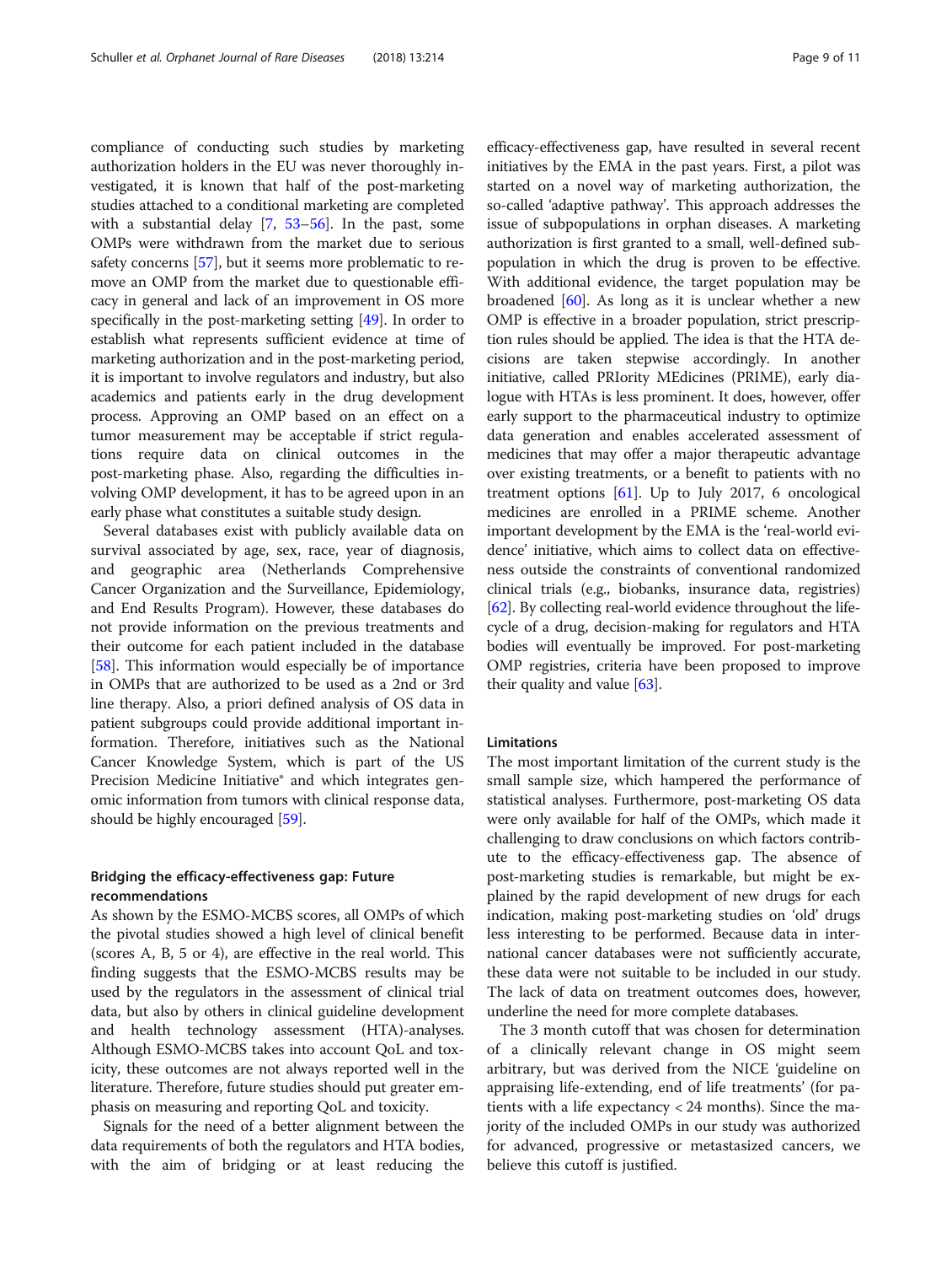compliance of conducting such studies by marketing authorization holders in the EU was never thoroughly investigated, it is known that half of the post-marketing studies attached to a conditional marketing are completed with a substantial delay [7, 53–56]. In the past, some OMPs were withdrawn from the market due to serious safety concerns [57], but it seems more problematic to remove an OMP from the market due to questionable efficacy in general and lack of an improvement in OS more specifically in the post-marketing setting [49]. In order to establish what represents sufficient evidence at time of marketing authorization and in the post-marketing period, it is important to involve regulators and industry, but also academics and patients early in the drug development process. Approving an OMP based on an effect on a tumor measurement may be acceptable if strict regulations require data on clinical outcomes in the post-marketing phase. Also, regarding the difficulties involving OMP development, it has to be agreed upon in an early phase what constitutes a suitable study design.

Several databases exist with publicly available data on survival associated by age, sex, race, year of diagnosis, and geographic area (Netherlands Comprehensive Cancer Organization and the Surveillance, Epidemiology, and End Results Program). However, these databases do not provide information on the previous treatments and their outcome for each patient included in the database [58]. This information would especially be of importance in OMPs that are authorized to be used as a 2nd or 3rd line therapy. Also, a priori defined analysis of OS data in patient subgroups could provide additional important information. Therefore, initiatives such as the National Cancer Knowledge System, which is part of the US Precision Medicine Initiative® and which integrates genomic information from tumors with clinical response data, should be highly encouraged [59].

### Bridging the efficacy-effectiveness gap: Future recommendations

As shown by the ESMO-MCBS scores, all OMPs of which the pivotal studies showed a high level of clinical benefit (scores A, B, 5 or 4), are effective in the real world. This finding suggests that the ESMO-MCBS results may be used by the regulators in the assessment of clinical trial data, but also by others in clinical guideline development and health technology assessment (HTA)-analyses. Although ESMO-MCBS takes into account QoL and toxicity, these outcomes are not always reported well in the literature. Therefore, future studies should put greater emphasis on measuring and reporting QoL and toxicity.

Signals for the need of a better alignment between the data requirements of both the regulators and HTA bodies, with the aim of bridging or at least reducing the efficacy-effectiveness gap, have resulted in several recent initiatives by the EMA in the past years. First, a pilot was started on a novel way of marketing authorization, the so-called 'adaptive pathway'. This approach addresses the issue of subpopulations in orphan diseases. A marketing authorization is first granted to a small, well-defined subpopulation in which the drug is proven to be effective. With additional evidence, the target population may be broadened [60]. As long as it is unclear whether a new OMP is effective in a broader population, strict prescription rules should be applied. The idea is that the HTA decisions are taken stepwise accordingly. In another initiative, called PRIority MEdicines (PRIME), early dialogue with HTAs is less prominent. It does, however, offer early support to the pharmaceutical industry to optimize data generation and enables accelerated assessment of medicines that may offer a major therapeutic advantage over existing treatments, or a benefit to patients with no treatment options [61]. Up to July 2017, 6 oncological medicines are enrolled in a PRIME scheme. Another important development by the EMA is the 'real-world evidence' initiative, which aims to collect data on effectiveness outside the constraints of conventional randomized clinical trials (e.g., biobanks, insurance data, registries) [62]. By collecting real-world evidence throughout the lifecycle of a drug, decision-making for regulators and HTA bodies will eventually be improved. For post-marketing OMP registries, criteria have been proposed to improve their quality and value [63].

### Limitations

The most important limitation of the current study is the small sample size, which hampered the performance of statistical analyses. Furthermore, post-marketing OS data were only available for half of the OMPs, which made it challenging to draw conclusions on which factors contribute to the efficacy-effectiveness gap. The absence of post-marketing studies is remarkable, but might be explained by the rapid development of new drugs for each indication, making post-marketing studies on 'old' drugs less interesting to be performed. Because data in international cancer databases were not sufficiently accurate, these data were not suitable to be included in our study. The lack of data on treatment outcomes does, however, underline the need for more complete databases.

The 3 month cutoff that was chosen for determination of a clinically relevant change in OS might seem arbitrary, but was derived from the NICE 'guideline on appraising life-extending, end of life treatments' (for patients with a life expectancy < 24 months). Since the majority of the included OMPs in our study was authorized for advanced, progressive or metastasized cancers, we believe this cutoff is justified.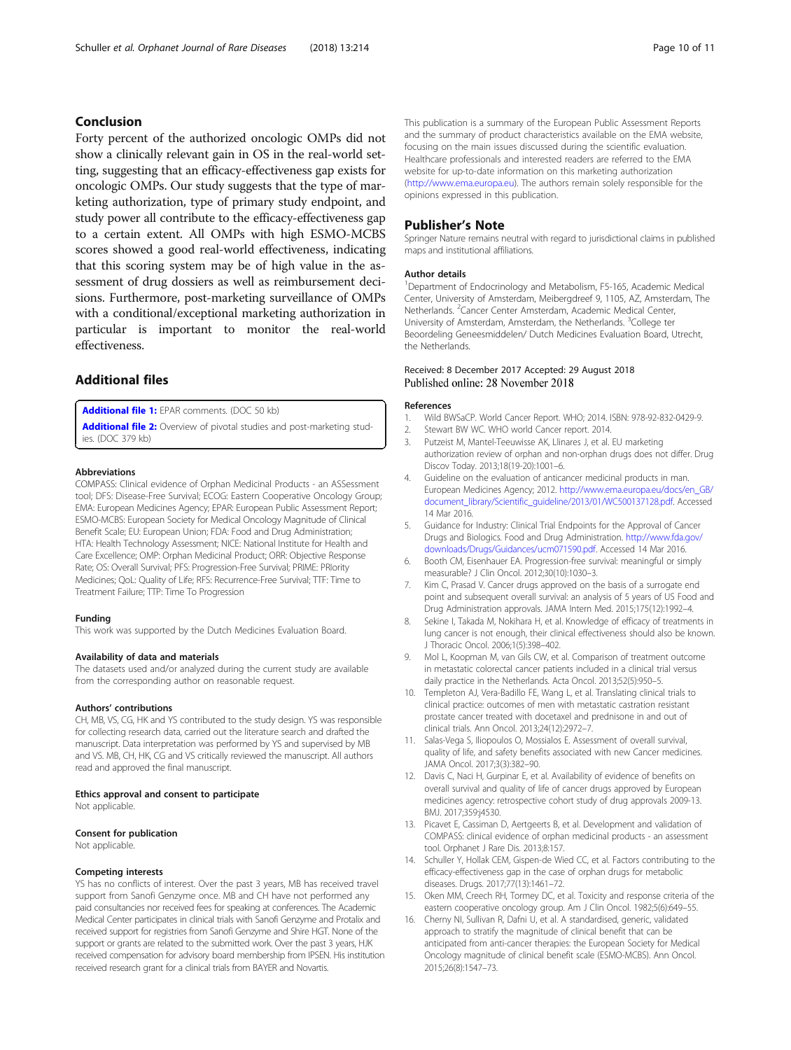## Conclusion

Forty percent of the authorized oncologic OMPs did not show a clinically relevant gain in OS in the real-world setting, suggesting that an efficacy-effectiveness gap exists for oncologic OMPs. Our study suggests that the type of marketing authorization, type of primary study endpoint, and study power all contribute to the efficacy-effectiveness gap to a certain extent. All OMPs with high ESMO-MCBS scores showed a good real-world effectiveness, indicating that this scoring system may be of high value in the assessment of drug dossiers as well as reimbursement decisions. Furthermore, post-marketing surveillance of OMPs with a conditional/exceptional marketing authorization in particular is important to monitor the real-world effectiveness.

## Additional files

**Additional file 1:** EPAR comments. (DOC 50 kb)

**Additional file 2:** Overview of pivotal studies and post-marketing studies. (DOC 379 kb)

#### Abbreviations

COMPASS: Clinical evidence of Orphan Medicinal Products - an ASSessment tool; DFS: Disease-Free Survival; ECOG: Eastern Cooperative Oncology Group; EMA: European Medicines Agency; EPAR: European Public Assessment Report; ESMO-MCBS: European Society for Medical Oncology Magnitude of Clinical Benefit Scale; EU: European Union; FDA: Food and Drug Administration; HTA: Health Technology Assessment; NICE: National Institute for Health and Care Excellence; OMP: Orphan Medicinal Product; ORR: Objective Response Rate; OS: Overall Survival; PFS: Progression-Free Survival; PRIME: PRIority Medicines; QoL: Quality of Life; RFS: Recurrence-Free Survival; TTF: Time to Treatment Failure; TTP: Time To Progression

#### Funding

This work was supported by the Dutch Medicines Evaluation Board.

#### Availability of data and materials

The datasets used and/or analyzed during the current study are available from the corresponding author on reasonable request.

#### Authors' contributions

CH, MB, VS, CG, HK and YS contributed to the study design. YS was responsible for collecting research data, carried out the literature search and drafted the manuscript. Data interpretation was performed by YS and supervised by MB and VS. MB, CH, HK, CG and VS critically reviewed the manuscript. All authors read and approved the final manuscript.

#### Ethics approval and consent to participate

Not applicable.

#### Consent for publication

Not applicable.

#### Competing interests

YS has no conflicts of interest. Over the past 3 years, MB has received travel support from Sanofi Genzyme once. MB and CH have not performed any paid consultancies nor received fees for speaking at conferences. The Academic Medical Center participates in clinical trials with Sanofi Genzyme and Protalix and received support for registries from Sanofi Genzyme and Shire HGT. None of the support or grants are related to the submitted work. Over the past 3 years, HJK received compensation for advisory board membership from IPSEN. His institution received research grant for a clinical trials from BAYER and Novartis.

This publication is a summary of the European Public Assessment Reports and the summary of product characteristics available on the EMA website, focusing on the main issues discussed during the scientific evaluation. Healthcare professionals and interested readers are referred to the EMA website for up-to-date information on this marketing authorization (http://www.ema.europa.eu). The authors remain solely responsible for the opinions expressed in this publication.

## Publisher's Note

Springer Nature remains neutral with regard to jurisdictional claims in published maps and institutional affiliations.

#### Author details

[1]Department of Endocrinology and Metabolism, F5-165, Academic Medical Center, University of Amsterdam, Meibergdreef 9, 1105, AZ, Amsterdam, The Netherlands. [2]Cancer Center Amsterdam, Academic Medical Center, University of Amsterdam, Amsterdam, the Netherlands. [3]College ter Beoordeling Geneesmiddelen/ Dutch Medicines Evaluation Board, Utrecht, the Netherlands.

Received: 8 December 2017 Accepted: 29 August 2018
Published online: 28 November 2018

#### References

1. Wild BWSaCP. World Cancer Report. WHO; 2014. ISBN: 978-92-832-0429-9.
2. Stewart BW WC. WHO world Cancer report. 2014.
3. Putzeist M, Mantel-Teeuwisse AK, Llinares J, et al. EU marketing authorization review of orphan and non-orphan drugs does not differ. Drug Discov Today. 2013;18(19-20):1001–6.
4. Guideline on the evaluation of anticancer medicinal products in man. European Medicines Agency; 2012. http://www.ema.europa.eu/docs/en_GB/document_library/Scientific_guideline/2013/01/WC500137128.pdf. Accessed 14 Mar 2016.
5. Guidance for Industry: Clinical Trial Endpoints for the Approval of Cancer Drugs and Biologics. Food and Drug Administration. http://www.fda.gov/downloads/Drugs/Guidances/ucm071590.pdf. Accessed 14 Mar 2016.
6. Booth CM, Eisenhauer EA. Progression-free survival: meaningful or simply measurable? J Clin Oncol. 2012;30(10):1030–3.
7. Kim C, Prasad V. Cancer drugs approved on the basis of a surrogate end point and subsequent overall survival: an analysis of 5 years of US Food and Drug Administration approvals. JAMA Intern Med. 2015;175(12):1992–4.
8. Sekine I, Takada M, Nokihara H, et al. Knowledge of efficacy of treatments in lung cancer is not enough, their clinical effectiveness should also be known. J Thoracic Oncol. 2006;1(5):398–402.
9. Mol L, Koopman M, van Gils CW, et al. Comparison of treatment outcome in metastatic colorectal cancer patients included in a clinical trial versus daily practice in the Netherlands. Acta Oncol. 2013;52(5):950–5.
10. Templeton AJ, Vera-Badillo FE, Wang L, et al. Translating clinical trials to clinical practice: outcomes of men with metastatic castration resistant prostate cancer treated with docetaxel and prednisone in and out of clinical trials. Ann Oncol. 2013;24(12):2972–7.
11. Salas-Vega S, Iliopoulos O, Mossialos E. Assessment of overall survival, quality of life, and safety benefits associated with new Cancer medicines. JAMA Oncol. 2017;3(3):382–90.
12. Davis C, Naci H, Gurpinar E, et al. Availability of evidence of benefits on overall survival and quality of life of cancer drugs approved by European medicines agency: retrospective cohort study of drug approvals 2009-13. BMJ. 2017;359:j4530.
13. Picavet E, Cassiman D, Aertgeerts B, et al. Development and validation of COMPASS: clinical evidence of orphan medicinal products - an assessment tool. Orphanet J Rare Dis. 2013;8:157.
14. Schuller Y, Hollak CEM, Gispen-de Wied CC, et al. Factors contributing to the efficacy-effectiveness gap in the case of orphan drugs for metabolic diseases. Drugs. 2017;77(13):1461–72.
15. Oken MM, Creech RH, Tormey DC, et al. Toxicity and response criteria of the eastern cooperative oncology group. Am J Clin Oncol. 1982;5(6):649–55.
16. Cherny NI, Sullivan R, Dafni U, et al. A standardised, generic, validated approach to stratify the magnitude of clinical benefit that can be anticipated from anti-cancer therapies: the European Society for Medical Oncology magnitude of clinical benefit scale (ESMO-MCBS). Ann Oncol. 2015;26(8):1547–73.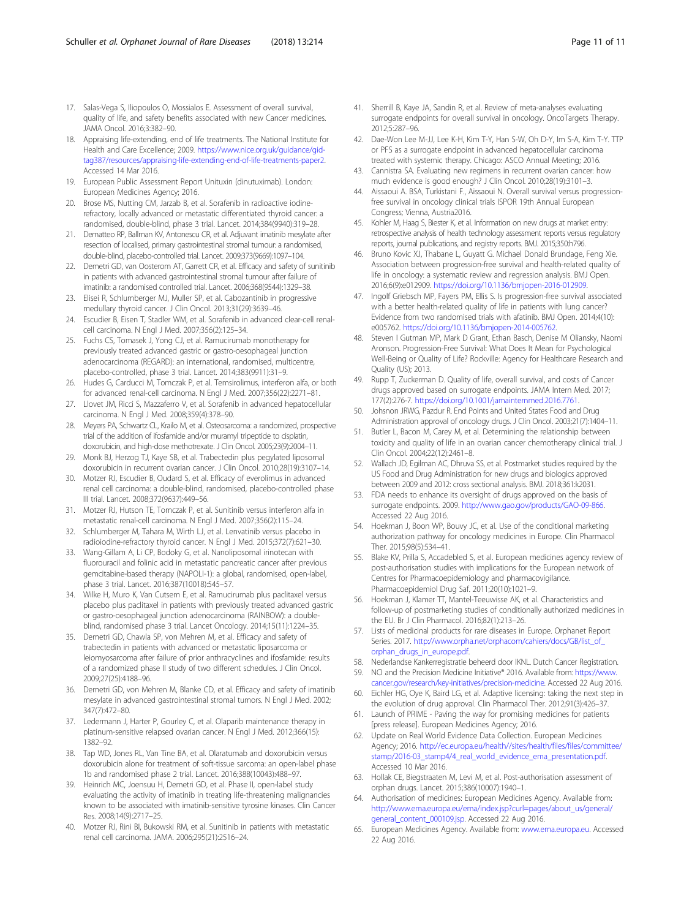17. Salas-Vega S, Iliopoulos O, Mossialos E. Assessment of overall survival, quality of life, and safety benefits associated with new Cancer medicines. JAMA Oncol. 2016;3:382–90.
18. Appraising life-extending, end of life treatments. The National Institute for Health and Care Excellence; 2009. https://www.nice.org.uk/guidance/gid-tag387/resources/appraising-life-extending-end-of-life-treatments-paper2. Accessed 14 Mar 2016.
19. European Public Assessment Report Unituxin (dinutuximab). London: European Medicines Agency; 2016.
20. Brose MS, Nutting CM, Jarzab B, et al. Sorafenib in radioactive iodine-refractory, locally advanced or metastatic differentiated thyroid cancer: a randomised, double-blind, phase 3 trial. Lancet. 2014;384(9940):319–28.
21. Dematteo RP, Ballman KV, Antonescu CR, et al. Adjuvant imatinib mesylate after resection of localised, primary gastrointestinal stromal tumour: a randomised, double-blind, placebo-controlled trial. Lancet. 2009;373(9669):1097–104.
22. Demetri GD, van Oosterom AT, Garrett CR, et al. Efficacy and safety of sunitinib in patients with advanced gastrointestinal stromal tumour after failure of imatinib: a randomised controlled trial. Lancet. 2006;368(9544):1329–38.
23. Elisei R, Schlumberger MJ, Muller SP, et al. Cabozantinib in progressive medullary thyroid cancer. J Clin Oncol. 2013;31(29):3639–46.
24. Escudier B, Eisen T, Stadler WM, et al. Sorafenib in advanced clear-cell renal-cell carcinoma. N Engl J Med. 2007;356(2):125–34.
25. Fuchs CS, Tomasek J, Yong CJ, et al. Ramucirumab monotherapy for previously treated advanced gastric or gastro-oesophageal junction adenocarcinoma (REGARD): an international, randomised, multicentre, placebo-controlled, phase 3 trial. Lancet. 2014;383(9911):31–9.
26. Hudes G, Carducci M, Tomczak P, et al. Temsirolimus, interferon alfa, or both for advanced renal-cell carcinoma. N Engl J Med. 2007;356(22):2271–81.
27. Llovet JM, Ricci S, Mazzaferro V, et al. Sorafenib in advanced hepatocellular carcinoma. N Engl J Med. 2008;359(4):378–90.
28. Meyers PA, Schwartz CL, Krailo M, et al. Osteosarcoma: a randomized, prospective trial of the addition of ifosfamide and/or muramyl tripeptide to cisplatin, doxorubicin, and high-dose methotrexate. J Clin Oncol. 2005;23(9):2004–11.
29. Monk BJ, Herzog TJ, Kaye SB, et al. Trabectedin plus pegylated liposomal doxorubicin in recurrent ovarian cancer. J Clin Oncol. 2010;28(19):3107–14.
30. Motzer RJ, Escudier B, Oudard S, et al. Efficacy of everolimus in advanced renal cell carcinoma: a double-blind, randomised, placebo-controlled phase III trial. Lancet. 2008;372(9637):449–56.
31. Motzer RJ, Hutson TE, Tomczak P, et al. Sunitinib versus interferon alfa in metastatic renal-cell carcinoma. N Engl J Med. 2007;356(2):115–24.
32. Schlumberger M, Tahara M, Wirth LJ, et al. Lenvatinib versus placebo in radioiodine-refractory thyroid cancer. N Engl J Med. 2015;372(7):621–30.
33. Wang-Gillam A, Li CP, Bodoky G, et al. Nanoliposomal irinotecan with fluorouracil and folinic acid in metastatic pancreatic cancer after previous gemcitabine-based therapy (NAPOLI-1): a global, randomised, open-label, phase 3 trial. Lancet. 2016;387(10018):545–57.
34. Wilke H, Muro K, Van Cutsem E, et al. Ramucirumab plus paclitaxel versus placebo plus paclitaxel in patients with previously treated advanced gastric or gastro-oesophageal junction adenocarcinoma (RAINBOW): a double-blind, randomised phase 3 trial. Lancet Oncology. 2014;15(11):1224–35.
35. Demetri GD, Chawla SP, von Mehren M, et al. Efficacy and safety of trabectedin in patients with advanced or metastatic liposarcoma or leiomyosarcoma after failure of prior anthracyclines and ifosfamide: results of a randomized phase II study of two different schedules. J Clin Oncol. 2009;27(25):4188–96.
36. Demetri GD, von Mehren M, Blanke CD, et al. Efficacy and safety of imatinib mesylate in advanced gastrointestinal stromal tumors. N Engl J Med. 2002; 347(7):472–80.
37. Ledermann J, Harter P, Gourley C, et al. Olaparib maintenance therapy in platinum-sensitive relapsed ovarian cancer. N Engl J Med. 2012;366(15): 1382–92.
38. Tap WD, Jones RL, Van Tine BA, et al. Olaratumab and doxorubicin versus doxorubicin alone for treatment of soft-tissue sarcoma: an open-label phase 1b and randomised phase 2 trial. Lancet. 2016;388(10043):488–97.
39. Heinrich MC, Joensuu H, Demetri GD, et al. Phase II, open-label study evaluating the activity of imatinib in treating life-threatening malignancies known to be associated with imatinib-sensitive tyrosine kinases. Clin Cancer Res. 2008;14(9):2717–25.
40. Motzer RJ, Rini BI, Bukowski RM, et al. Sunitinib in patients with metastatic renal cell carcinoma. JAMA. 2006;295(21):2516–24.
41. Sherrill B, Kaye JA, Sandin R, et al. Review of meta-analyses evaluating surrogate endpoints for overall survival in oncology. OncoTargets Therapy. 2012;5:287–96.
42. Dae-Won Lee M-JJ, Lee K-H, Kim T-Y, Han S-W, Oh D-Y, Im S-A, Kim T-Y. TTP or PFS as a surrogate endpoint in advanced hepatocellular carcinoma treated with systemic therapy. Chicago: ASCO Annual Meeting; 2016.
43. Cannistra SA. Evaluating new regimens in recurrent ovarian cancer: how much evidence is good enough? J Clin Oncol. 2010;28(19):3101–3.
44. Aissaoui A. BSA, Turkistani F., Aissaoui N. Overall survival versus progression-free survival in oncology clinical trials ISPOR 19th Annual European Congress; Vienna, Austria2016.
45. Kohler M, Haag S, Biester K, et al. Information on new drugs at market entry: retrospective analysis of health technology assessment reports versus regulatory reports, journal publications, and registry reports. BMJ. 2015;350:h796.
46. Bruno Kovic XJ, Thabane L, Guyatt G. Michael Donald Brundage, Feng Xie. Association between progression-free survival and health-related quality of life in oncology: a systematic review and regression analysis. BMJ Open. 2016;6(9):e012909. https://doi.org/10.1136/bmjopen-2016-012909.
47. Ingolf Griebsch MP, Fayers PM, Ellis S. Is progression-free survival associated with a better health-related quality of life in patients with lung cancer? Evidence from two randomised trials with afatinib. BMJ Open. 2014;4(10): e005762. https://doi.org/10.1136/bmjopen-2014-005762.
48. Steven I Gutman MP, Mark D Grant, Ethan Basch, Denise M Oliansky, Naomi Aronson. Progression-Free Survival: What Does It Mean for Psychological Well-Being or Quality of Life? Rockville: Agency for Healthcare Research and Quality (US); 2013.
49. Rupp T, Zuckerman D. Quality of life, overall survival, and costs of Cancer drugs approved based on surrogate endpoints. JAMA Intern Med. 2017; 177(2):276-7. https://doi.org/10.1001/jamainternmed.2016.7761.
50. Johsnon JRWG, Pazdur R. End Points and United States Food and Drug Administration approval of oncology drugs. J Clin Oncol. 2003;21(7):1404–11.
51. Butler L, Bacon M, Carey M, et al. Determining the relationship between toxicity and quality of life in an ovarian cancer chemotherapy clinical trial. J Clin Oncol. 2004;22(12):2461–8.
52. Wallach JD, Egilman AC, Dhruva SS, et al. Postmarket studies required by the US Food and Drug Administration for new drugs and biologics approved between 2009 and 2012: cross sectional analysis. BMJ. 2018;361:k2031.
53. FDA needs to enhance its oversight of drugs approved on the basis of surrogate endpoints. 2009. http://www.gao.gov/products/GAO-09-866. Accessed 22 Aug 2016.
54. Hoekman J, Boon WP, Bouvy JC, et al. Use of the conditional marketing authorization pathway for oncology medicines in Europe. Clin Pharmacol Ther. 2015;98(5):534–41.
55. Blake KV, Prilla S, Accadebled S, et al. European medicines agency review of post-authorisation studies with implications for the European network of Centres for Pharmacoepidemiology and pharmacovigilance. Pharmacoepidemiol Drug Saf. 2011;20(10):1021–9.
56. Hoekman J, Klamer TT, Mantel-Teeuwisse AK, et al. Characteristics and follow-up of postmarketing studies of conditionally authorized medicines in the EU. Br J Clin Pharmacol. 2016;82(1):213–26.
57. Lists of medicinal products for rare diseases in Europe. Orphanet Report Series. 2017. http://www.orpha.net/orphacom/cahiers/docs/GB/list_of_orphan_drugs_in_europe.pdf.
58. Nederlandse Kankerregistratie beheerd door IKNL. Dutch Cancer Registration.
59. NCI and the Precision Medicine Initiative® 2016. Available from: https://www.cancer.gov/research/key-initiatives/precision-medicine. Accessed 22 Aug 2016.
60. Eichler HG, Oye K, Baird LG, et al. Adaptive licensing: taking the next step in the evolution of drug approval. Clin Pharmacol Ther. 2012;91(3):426–37.
61. Launch of PRIME - Paving the way for promising medicines for patients [press release]. European Medicines Agency; 2016.
62. Update on Real World Evidence Data Collection. European Medicines Agency; 2016. http://ec.europa.eu/health//sites/health/files/files/committee/stamp/2016-03_stamp4/4_real_world_evidence_ema_presentation.pdf. Accessed 10 Mar 2016.
63. Hollak CE, Biegstraaten M, Levi M, et al. Post-authorisation assessment of orphan drugs. Lancet. 2015;386(10007):1940–1.
64. Authorisation of medicines: European Medicines Agency. Available from: http://www.ema.europa.eu/ema/index.jsp?curl=pages/about_us/general/general_content_000109.jsp. Accessed 22 Aug 2016.
65. European Medicines Agency. Available from: www.ema.europa.eu. Accessed 22 Aug 2016.